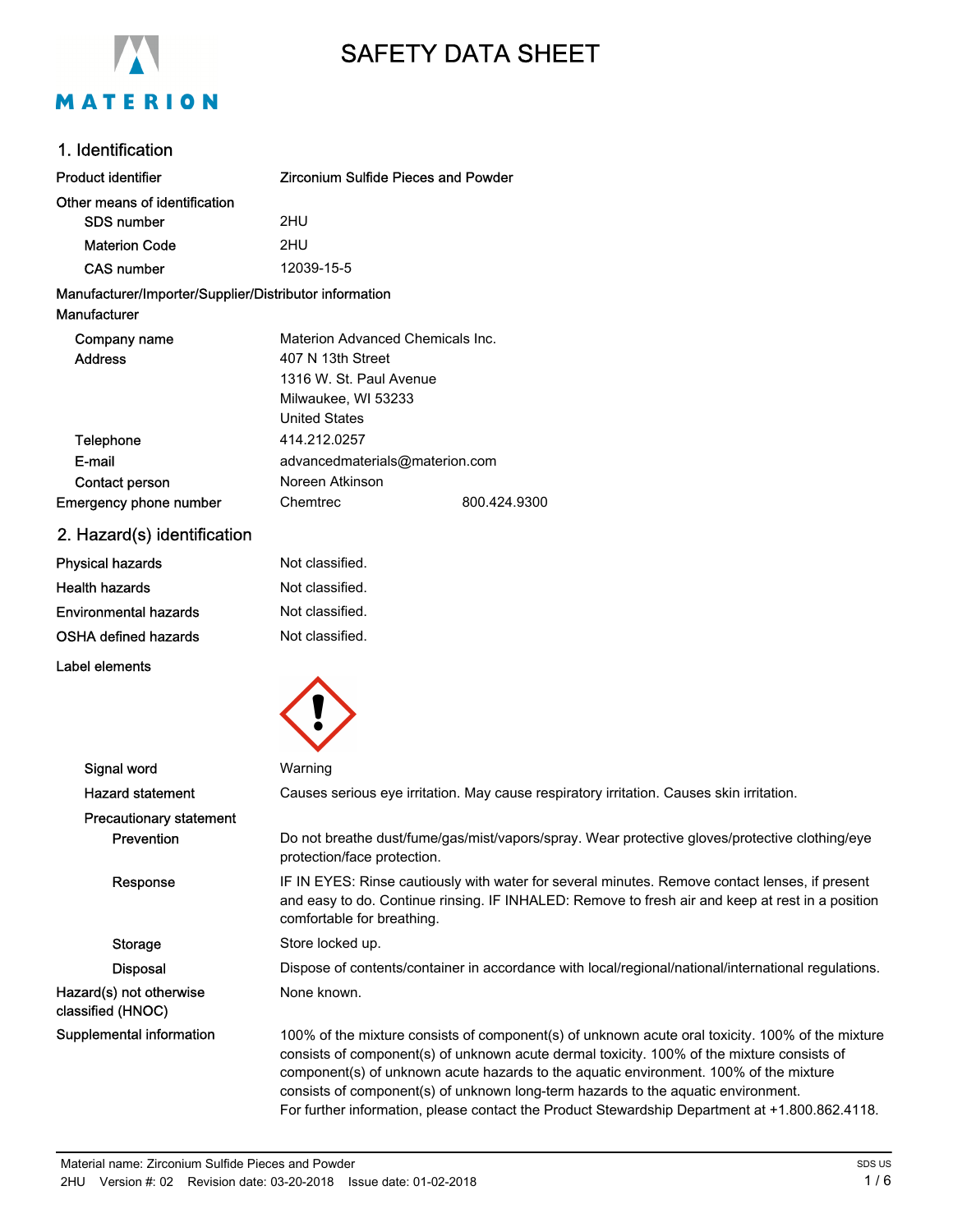# SAFETY DATA SHEET

## 1. Identification

| | |
|---|---|
| **Product identifier** | **Zirconium Sulfide Pieces and Powder** |
| **Other means of identification** | |
| SDS number | 2HU |
| Materion Code | 2HU |
| CAS number | 12039-15-5 |

**Manufacturer/Importer/Supplier/Distributor information**

**Manufacturer**

| | |
|---|---|
| Company name | Materion Advanced Chemicals Inc. |
| Address | 407 N 13th Street<br>1316 W. St. Paul Avenue<br>Milwaukee, WI 53233<br>United States |
| Telephone | 414.212.0257 |
| E-mail | advancedmaterials@materion.com |
| Contact person | Noreen Atkinson |
| Emergency phone number | Chemtrec 800.424.9300 |

## 2. Hazard(s) identification

| | |
|---|---|
| Physical hazards | Not classified. |
| Health hazards | Not classified. |
| Environmental hazards | Not classified. |
| OSHA defined hazards | Not classified. |

**Label elements**

| | |
|---|---|
| Signal word | Warning |
| Hazard statement | Causes serious eye irritation. May cause respiratory irritation. Causes skin irritation. |
| **Precautionary statement** | |
| Prevention | Do not breathe dust/fume/gas/mist/vapors/spray. Wear protective gloves/protective clothing/eye protection/face protection. |
| Response | IF IN EYES: Rinse cautiously with water for several minutes. Remove contact lenses, if present and easy to do. Continue rinsing. IF INHALED: Remove to fresh air and keep at rest in a position comfortable for breathing. |
| Storage | Store locked up. |
| Disposal | Dispose of contents/container in accordance with local/regional/national/international regulations. |
| Hazard(s) not otherwise classified (HNOC) | None known. |
| Supplemental information | 100% of the mixture consists of component(s) of unknown acute oral toxicity. 100% of the mixture consists of component(s) of unknown acute dermal toxicity. 100% of the mixture consists of component(s) of unknown acute hazards to the aquatic environment. 100% of the mixture consists of component(s) of unknown long-term hazards to the aquatic environment.<br>For further information, please contact the Product Stewardship Department at +1.800.862.4118. |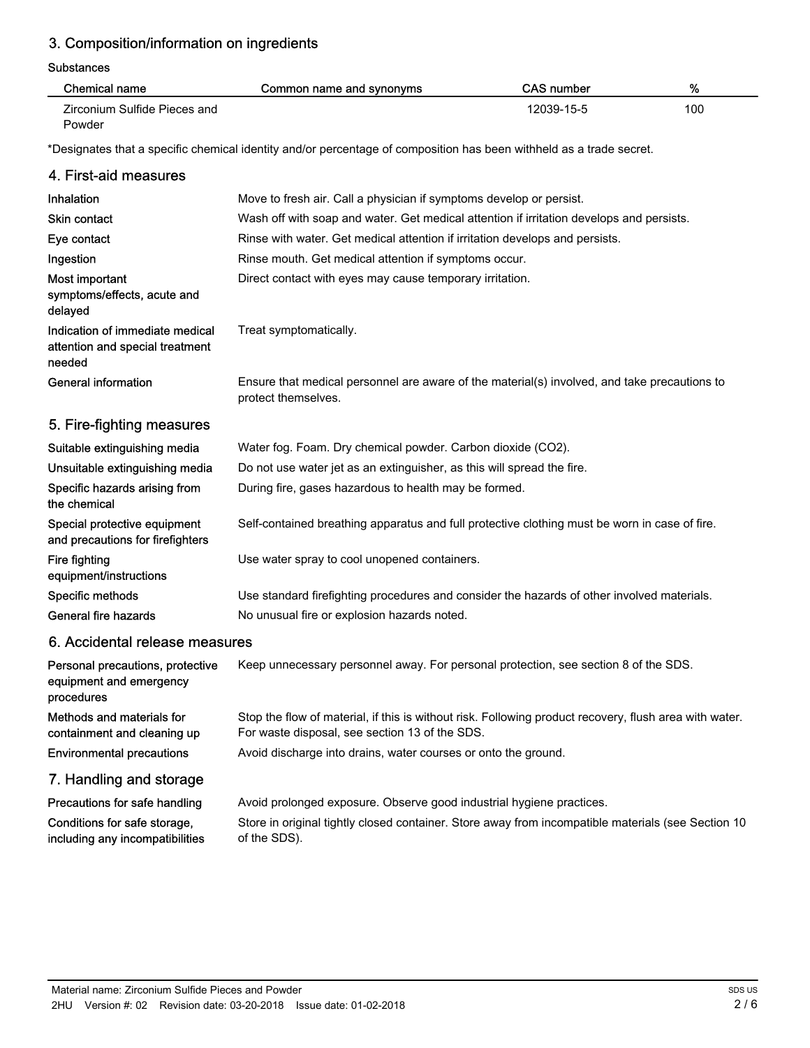## 3. Composition/information on ingredients

**Substances**

| Chemical name | Common name and synonyms | CAS number | % |
|---|---|---|---|
| Zirconium Sulfide Pieces and Powder | | 12039-15-5 | 100 |

*Designates that a specific chemical identity and/or percentage of composition has been withheld as a trade secret.

## 4. First-aid measures

| | |
|---|---|
| **Inhalation** | Move to fresh air. Call a physician if symptoms develop or persist. |
| **Skin contact** | Wash off with soap and water. Get medical attention if irritation develops and persists. |
| **Eye contact** | Rinse with water. Get medical attention if irritation develops and persists. |
| **Ingestion** | Rinse mouth. Get medical attention if symptoms occur. |
| **Most important symptoms/effects, acute and delayed** | Direct contact with eyes may cause temporary irritation. |
| **Indication of immediate medical attention and special treatment needed** | Treat symptomatically. |
| **General information** | Ensure that medical personnel are aware of the material(s) involved, and take precautions to protect themselves. |

## 5. Fire-fighting measures

| | |
|---|---|
| **Suitable extinguishing media** | Water fog. Foam. Dry chemical powder. Carbon dioxide ($CO_2$). |
| **Unsuitable extinguishing media** | Do not use water jet as an extinguisher, as this will spread the fire. |
| **Specific hazards arising from the chemical** | During fire, gases hazardous to health may be formed. |
| **Special protective equipment and precautions for firefighters** | Self-contained breathing apparatus and full protective clothing must be worn in case of fire. |
| **Fire fighting equipment/instructions** | Use water spray to cool unopened containers. |
| **Specific methods** | Use standard firefighting procedures and consider the hazards of other involved materials. |
| **General fire hazards** | No unusual fire or explosion hazards noted. |

## 6. Accidental release measures

| | |
|---|---|
| **Personal precautions, protective equipment and emergency procedures** | Keep unnecessary personnel away. For personal protection, see section 8 of the SDS. |
| **Methods and materials for containment and cleaning up** | Stop the flow of material, if this is without risk. Following product recovery, flush area with water. For waste disposal, see section 13 of the SDS. |
| **Environmental precautions** | Avoid discharge into drains, water courses or onto the ground. |

## 7. Handling and storage

| | |
|---|---|
| **Precautions for safe handling** | Avoid prolonged exposure. Observe good industrial hygiene practices. |
| **Conditions for safe storage, including any incompatibilities** | Store in original tightly closed container. Store away from incompatible materials (see Section 10 of the SDS). |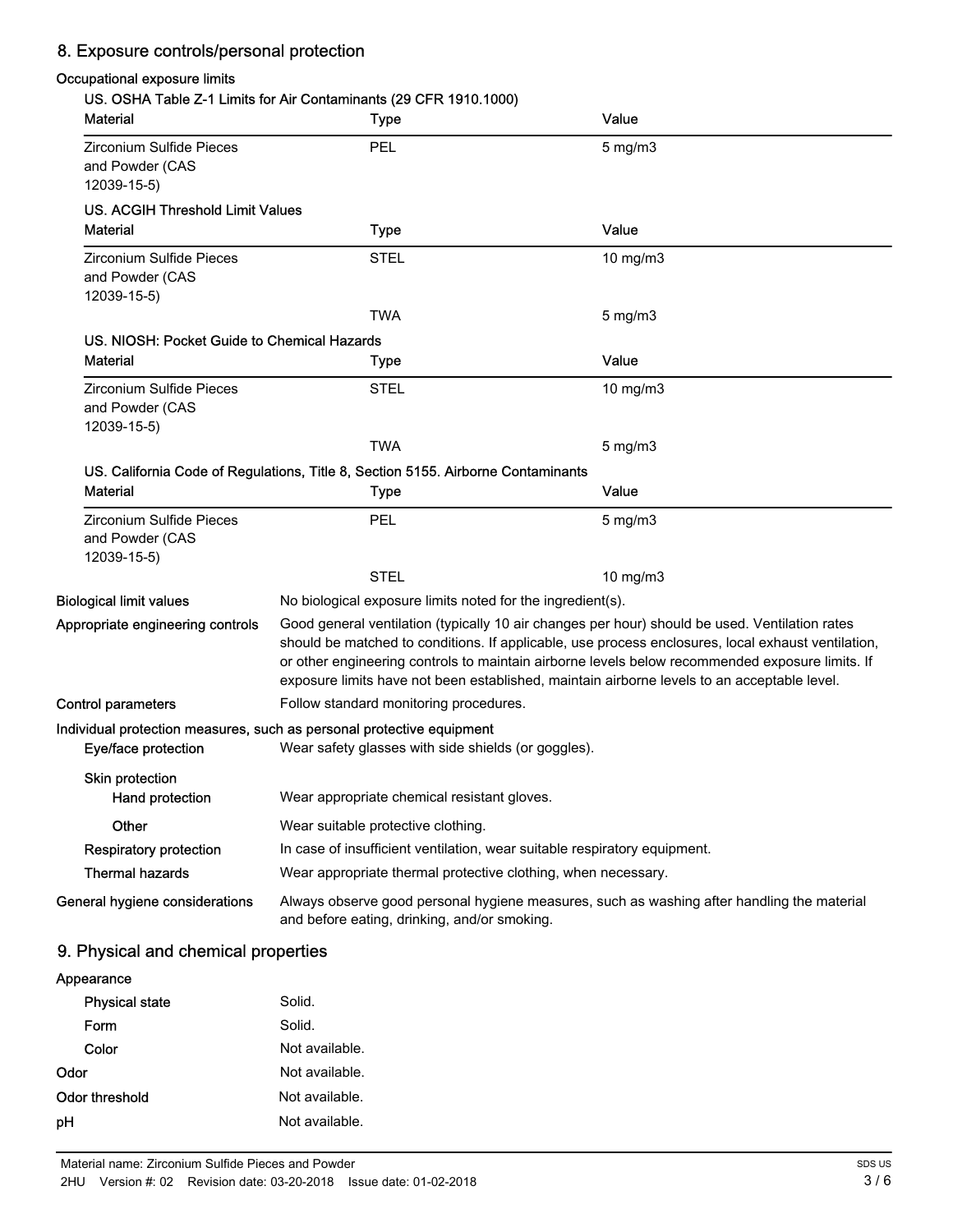## 8. Exposure controls/personal protection

### Occupational exposure limits

**US. OSHA Table Z-1 Limits for Air Contaminants (29 CFR 1910.1000)**

| Material | Type | Value |
|---|---|---|
| Zirconium Sulfide Pieces and Powder (CAS 12039-15-5) | PEL | 5 mg/m3 |

**US. ACGIH Threshold Limit Values**

| Material | Type | Value |
|---|---|---|
| Zirconium Sulfide Pieces and Powder (CAS 12039-15-5) | STEL | 10 mg/m3 |
| | TWA | 5 mg/m3 |

**US. NIOSH: Pocket Guide to Chemical Hazards**

| Material | Type | Value |
|---|---|---|
| Zirconium Sulfide Pieces and Powder (CAS 12039-15-5) | STEL | 10 mg/m3 |
| | TWA | 5 mg/m3 |

**US. California Code of Regulations, Title 8, Section 5155. Airborne Contaminants**

| Material | Type | Value |
|---|---|---|
| Zirconium Sulfide Pieces and Powder (CAS 12039-15-5) | PEL | 5 mg/m3 |
| | STEL | 10 mg/m3 |

**Biological limit values** No biological exposure limits noted for the ingredient(s).

**Appropriate engineering controls** Good general ventilation (typically 10 air changes per hour) should be used. Ventilation rates should be matched to conditions. If applicable, use process enclosures, local exhaust ventilation, or other engineering controls to maintain airborne levels below recommended exposure limits. If exposure limits have not been established, maintain airborne levels to an acceptable level.

**Control parameters** Follow standard monitoring procedures.

**Individual protection measures, such as personal protective equipment**

**Eye/face protection** Wear safety glasses with side shields (or goggles).

**Skin protection**

**Hand protection** Wear appropriate chemical resistant gloves.

**Other** Wear suitable protective clothing.

**Respiratory protection** In case of insufficient ventilation, wear suitable respiratory equipment.

**Thermal hazards** Wear appropriate thermal protective clothing, when necessary.

**General hygiene considerations** Always observe good personal hygiene measures, such as washing after handling the material and before eating, drinking, and/or smoking.

## 9. Physical and chemical properties

**Appearance**

**Physical state** Solid.

**Form** Solid.

**Color** Not available.

**Odor** Not available.

**Odor threshold** Not available.

**pH** Not available.

Material name: Zirconium Sulfide Pieces and Powder

2HU Version #: 02 Revision date: 03-20-2018 Issue date: 01-02-2018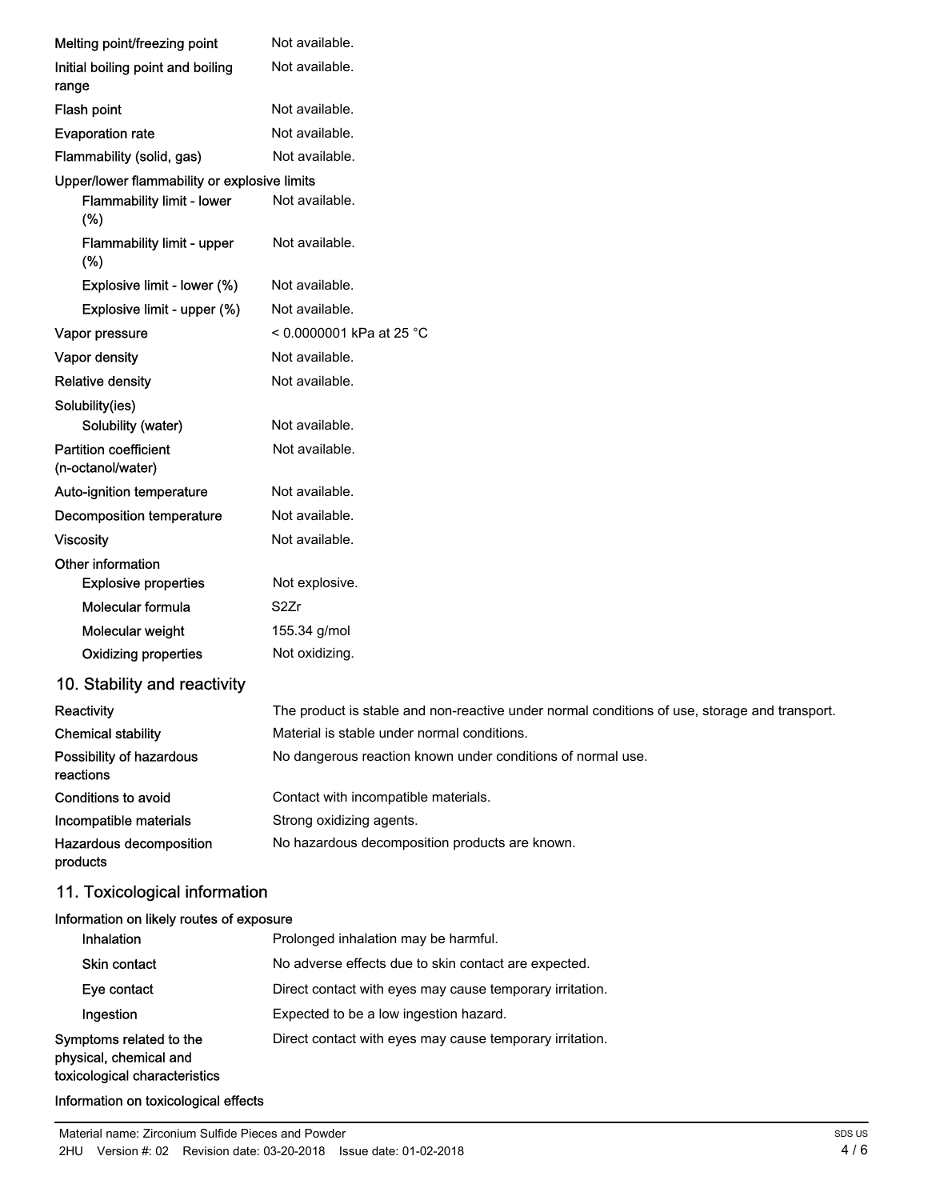| | |
|---|---|
| Melting point/freezing point | Not available. |
| Initial boiling point and boiling range | Not available. |
| Flash point | Not available. |
| Evaporation rate | Not available. |
| Flammability (solid, gas) | Not available. |
| Upper/lower flammability or explosive limits | |
| Flammability limit - lower (%) | Not available. |
| Flammability limit - upper (%) | Not available. |
| Explosive limit - lower (%) | Not available. |
| Explosive limit - upper (%) | Not available. |
| Vapor pressure | < 0.0000001 kPa at 25 °C |
| Vapor density | Not available. |
| Relative density | Not available. |
| Solubility(ies) | |
| Solubility (water) | Not available. |
| Partition coefficient (n-octanol/water) | Not available. |
| Auto-ignition temperature | Not available. |
| Decomposition temperature | Not available. |
| Viscosity | Not available. |
| Other information | |
| Explosive properties | Not explosive. |
| Molecular formula | $S_2Zr$ |
| Molecular weight | 155.34 g/mol |
| Oxidizing properties | Not oxidizing. |

## 10. Stability and reactivity

| | |
|---|---|
| Reactivity | The product is stable and non-reactive under normal conditions of use, storage and transport. |
| Chemical stability | Material is stable under normal conditions. |
| Possibility of hazardous reactions | No dangerous reaction known under conditions of normal use. |
| Conditions to avoid | Contact with incompatible materials. |
| Incompatible materials | Strong oxidizing agents. |
| Hazardous decomposition products | No hazardous decomposition products are known. |

## 11. Toxicological information

**Information on likely routes of exposure**

| | |
|---|---|
| Inhalation | Prolonged inhalation may be harmful. |
| Skin contact | No adverse effects due to skin contact are expected. |
| Eye contact | Direct contact with eyes may cause temporary irritation. |
| Ingestion | Expected to be a low ingestion hazard. |
| Symptoms related to the physical, chemical and toxicological characteristics | Direct contact with eyes may cause temporary irritation. |

**Information on toxicological effects**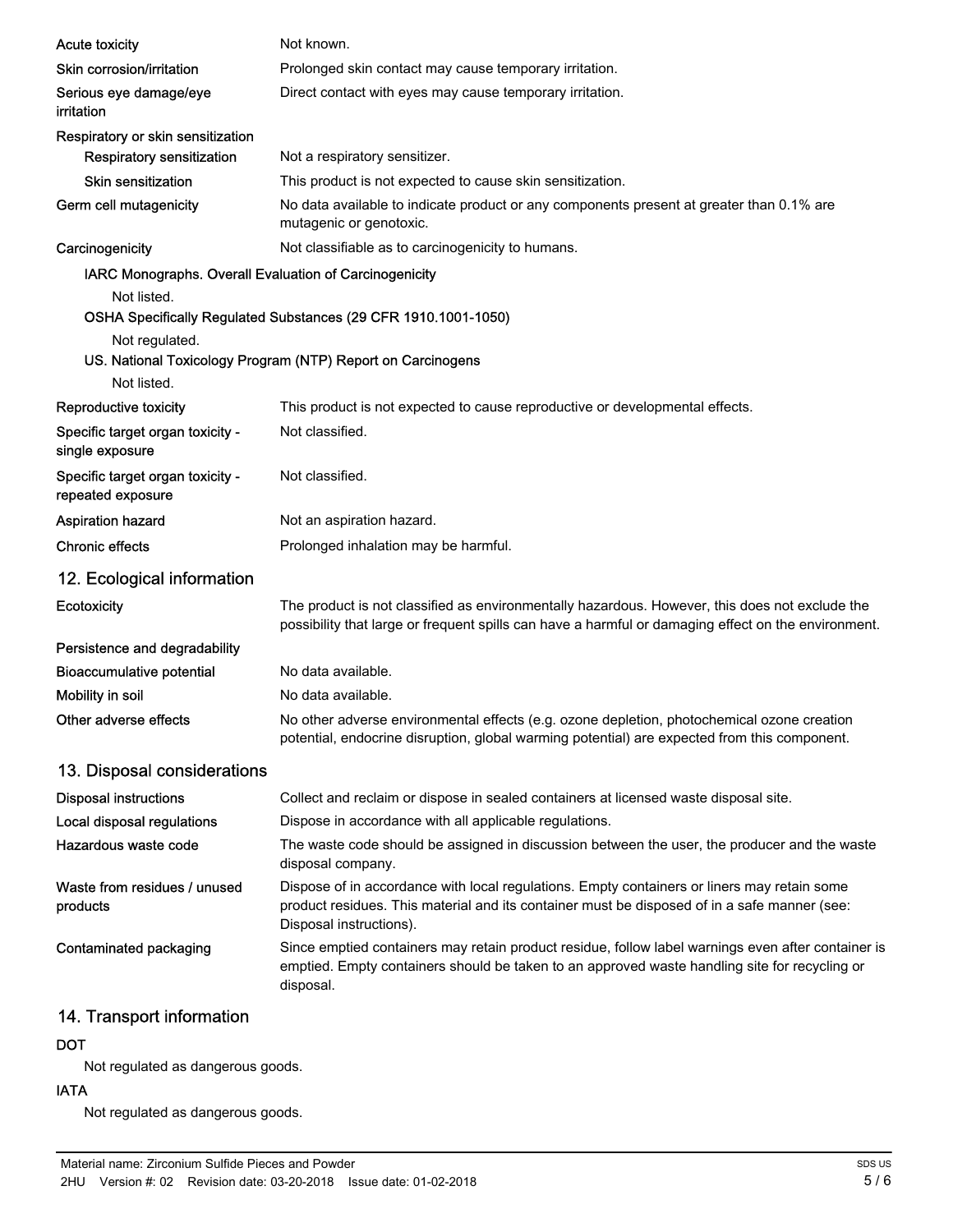| | |
|---|---|
| **Acute toxicity** | Not known. |
| **Skin corrosion/irritation** | Prolonged skin contact may cause temporary irritation. |
| **Serious eye damage/eye irritation** | Direct contact with eyes may cause temporary irritation. |
| **Respiratory or skin sensitization** | |
| **Respiratory sensitization** | Not a respiratory sensitizer. |
| **Skin sensitization** | This product is not expected to cause skin sensitization. |
| **Germ cell mutagenicity** | No data available to indicate product or any components present at greater than 0.1% are mutagenic or genotoxic. |
| **Carcinogenicity** | Not classifiable as to carcinogenicity to humans. |

**IARC Monographs. Overall Evaluation of Carcinogenicity**

Not listed.

**OSHA Specifically Regulated Substances (29 CFR 1910.1001-1050)**

Not regulated.

**US. National Toxicology Program (NTP) Report on Carcinogens**

Not listed.

| | |
|---|---|
| **Reproductive toxicity** | This product is not expected to cause reproductive or developmental effects. |
| **Specific target organ toxicity - single exposure** | Not classified. |
| **Specific target organ toxicity - repeated exposure** | Not classified. |
| **Aspiration hazard** | Not an aspiration hazard. |
| **Chronic effects** | Prolonged inhalation may be harmful. |

## 12. Ecological information

| | |
|---|---|
| **Ecotoxicity** | The product is not classified as environmentally hazardous. However, this does not exclude the possibility that large or frequent spills can have a harmful or damaging effect on the environment. |
| **Persistence and degradability** | |
| **Bioaccumulative potential** | No data available. |
| **Mobility in soil** | No data available. |
| **Other adverse effects** | No other adverse environmental effects (e.g. ozone depletion, photochemical ozone creation potential, endocrine disruption, global warming potential) are expected from this component. |

## 13. Disposal considerations

| | |
|---|---|
| **Disposal instructions** | Collect and reclaim or dispose in sealed containers at licensed waste disposal site. |
| **Local disposal regulations** | Dispose in accordance with all applicable regulations. |
| **Hazardous waste code** | The waste code should be assigned in discussion between the user, the producer and the waste disposal company. |
| **Waste from residues / unused products** | Dispose of in accordance with local regulations. Empty containers or liners may retain some product residues. This material and its container must be disposed of in a safe manner (see: Disposal instructions). |
| **Contaminated packaging** | Since emptied containers may retain product residue, follow label warnings even after container is emptied. Empty containers should be taken to an approved waste handling site for recycling or disposal. |

## 14. Transport information

**DOT**

Not regulated as dangerous goods.

**IATA**

Not regulated as dangerous goods.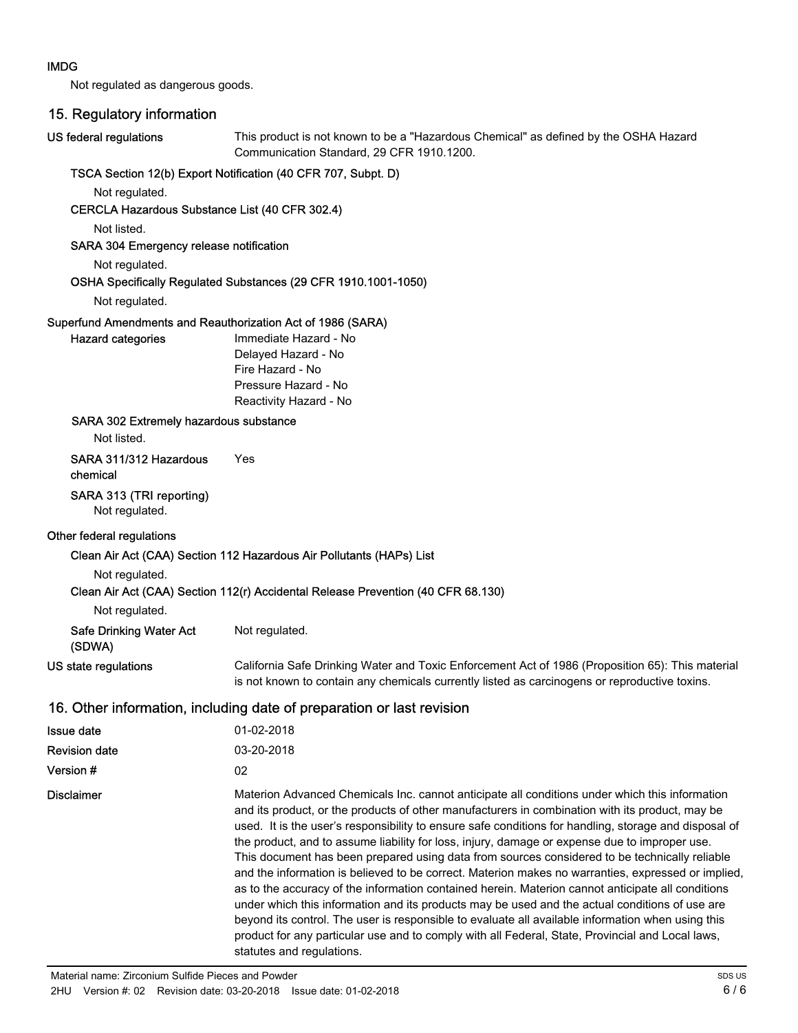**IMDG**

Not regulated as dangerous goods.

## 15. Regulatory information

**US federal regulations**

This product is not known to be a "Hazardous Chemical" as defined by the OSHA Hazard Communication Standard, 29 CFR 1910.1200.

**TSCA Section 12(b) Export Notification (40 CFR 707, Subpt. D)**

Not regulated.

**CERCLA Hazardous Substance List (40 CFR 302.4)**

Not listed.

**SARA 304 Emergency release notification**

Not regulated.

**OSHA Specifically Regulated Substances (29 CFR 1910.1001-1050)**

Not regulated.

**Superfund Amendments and Reauthorization Act of 1986 (SARA)**

**Hazard categories**

Immediate Hazard - No
Delayed Hazard - No
Fire Hazard - No
Pressure Hazard - No
Reactivity Hazard - No

**SARA 302 Extremely hazardous substance**

Not listed.

**SARA 311/312 Hazardous chemical**

Yes

**SARA 313 (TRI reporting)**

Not regulated.

**Other federal regulations**

**Clean Air Act (CAA) Section 112 Hazardous Air Pollutants (HAPs) List**

Not regulated.

**Clean Air Act (CAA) Section 112(r) Accidental Release Prevention (40 CFR 68.130)**

Not regulated.

**Safe Drinking Water Act (SDWA)**

Not regulated.

**US state regulations**

California Safe Drinking Water and Toxic Enforcement Act of 1986 (Proposition 65): This material is not known to contain any chemicals currently listed as carcinogens or reproductive toxins.

## 16. Other information, including date of preparation or last revision

**Issue date**: 01-02-2018

**Revision date**: 03-20-2018

**Version #**: 02

**Disclaimer**

Materion Advanced Chemicals Inc. cannot anticipate all conditions under which this information and its product, or the products of other manufacturers in combination with its product, may be used. It is the user's responsibility to ensure safe conditions for handling, storage and disposal of the product, and to assume liability for loss, injury, damage or expense due to improper use. This document has been prepared using data from sources considered to be technically reliable and the information is believed to be correct. Materion makes no warranties, expressed or implied, as to the accuracy of the information contained herein. Materion cannot anticipate all conditions under which this information and its products may be used and the actual conditions of use are beyond its control. The user is responsible to evaluate all available information when using this product for any particular use and to comply with all Federal, State, Provincial and Local laws, statutes and regulations.